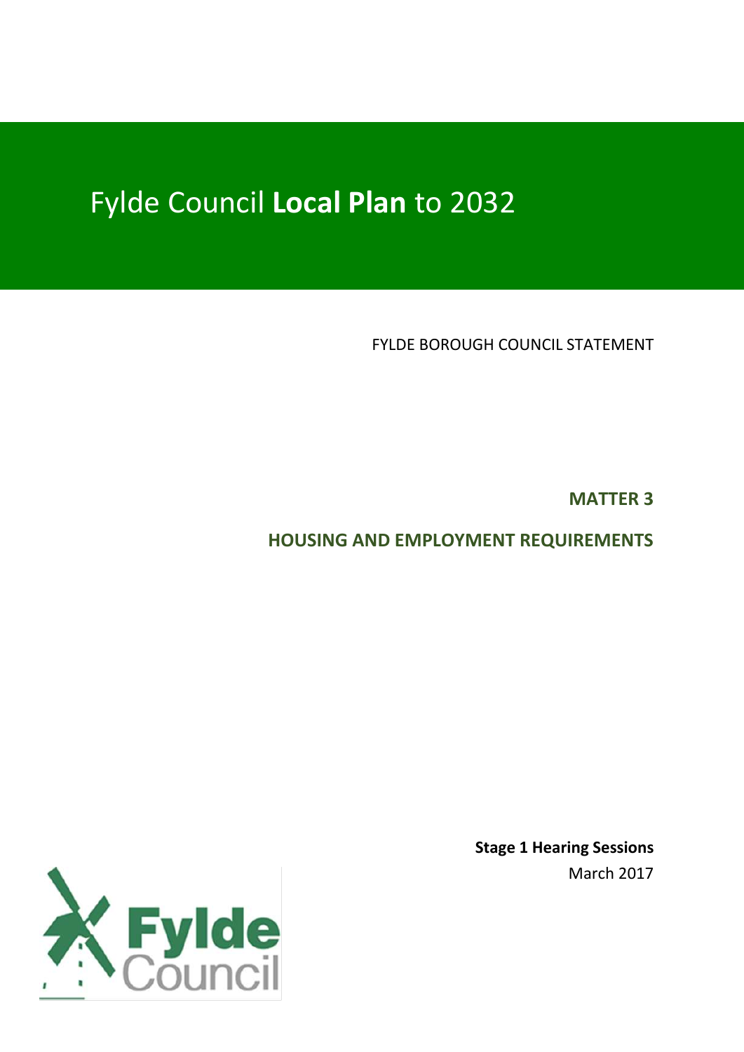# Fylde Council **Local Plan** to 2032

FYLDE BOROUGH COUNCIL STATEMENT

**MATTER 3**

**HOUSING AND EMPLOYMENT REQUIREMENTS**

**Stage 1 Hearing Sessions**

March 2017

Fylde Council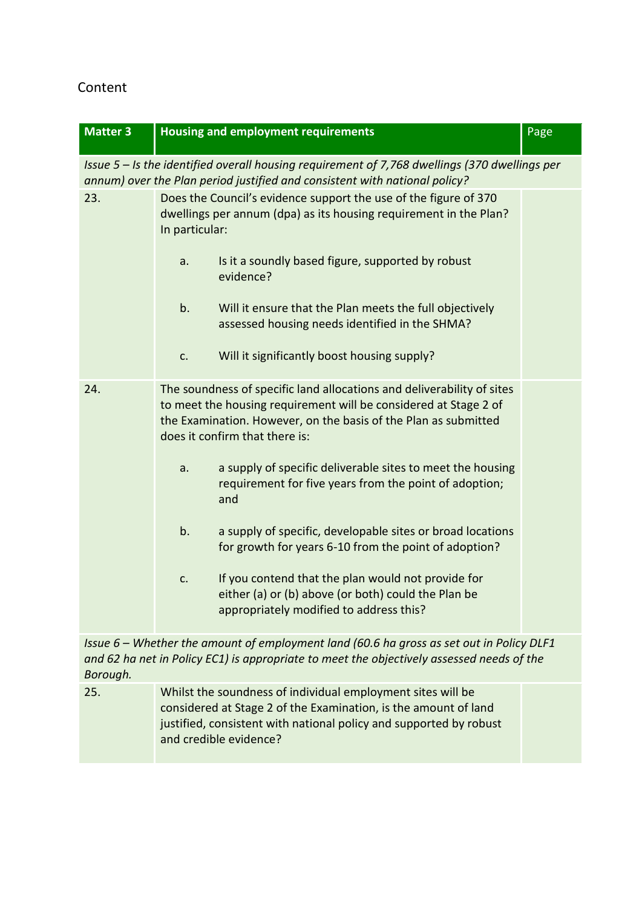Content

| Matter 3 | Housing and employment requirements | Page |
|---|---|---|
| *Issue 5 – Is the identified overall housing requirement of 7,768 dwellings (370 dwellings per annum) over the Plan period justified and consistent with national policy?* | | |
| 23. | Does the Council's evidence support the use of the figure of 370 dwellings per annum (dpa) as its housing requirement in the Plan? In particular:<br><br>a. Is it a soundly based figure, supported by robust evidence?<br><br>b. Will it ensure that the Plan meets the full objectively assessed housing needs identified in the SHMA?<br><br>c. Will it significantly boost housing supply? | |
| 24. | The soundness of specific land allocations and deliverability of sites to meet the housing requirement will be considered at Stage 2 of the Examination. However, on the basis of the Plan as submitted does it confirm that there is:<br><br>a. a supply of specific deliverable sites to meet the housing requirement for five years from the point of adoption; and<br><br>b. a supply of specific, developable sites or broad locations for growth for years 6-10 from the point of adoption?<br><br>c. If you contend that the plan would not provide for either (a) or (b) above (or both) could the Plan be appropriately modified to address this? | |
| *Issue 6 – Whether the amount of employment land (60.6 ha gross as set out in Policy DLF1 and 62 ha net in Policy EC1) is appropriate to meet the objectively assessed needs of the Borough.* | | |
| 25. | Whilst the soundness of individual employment sites will be considered at Stage 2 of the Examination, is the amount of land justified, consistent with national policy and supported by robust and credible evidence? | |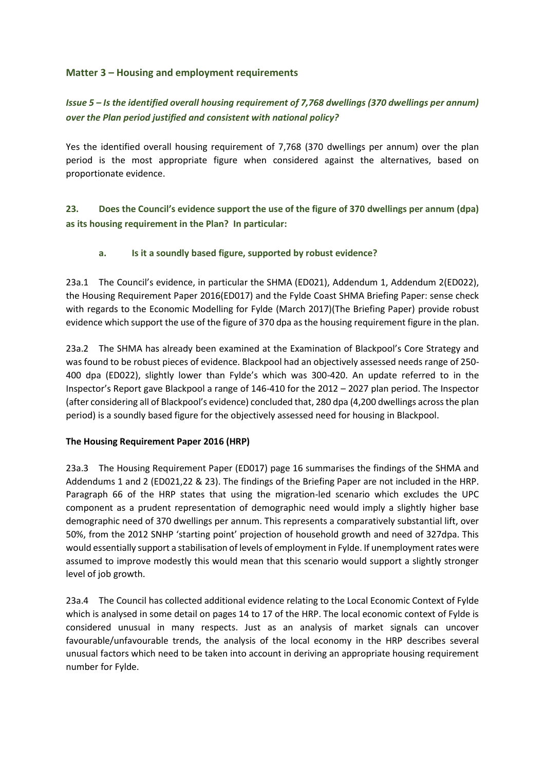## Matter 3 – Housing and employment requirements

### *Issue 5 – Is the identified overall housing requirement of 7,768 dwellings (370 dwellings per annum) over the Plan period justified and consistent with national policy?*

Yes the identified overall housing requirement of 7,768 (370 dwellings per annum) over the plan period is the most appropriate figure when considered against the alternatives, based on proportionate evidence.

**23. Does the Council's evidence support the use of the figure of 370 dwellings per annum (dpa) as its housing requirement in the Plan? In particular:**

**a. Is it a soundly based figure, supported by robust evidence?**

23a.1 The Council's evidence, in particular the SHMA (ED021), Addendum 1, Addendum 2(ED022), the Housing Requirement Paper 2016(ED017) and the Fylde Coast SHMA Briefing Paper: sense check with regards to the Economic Modelling for Fylde (March 2017)(The Briefing Paper) provide robust evidence which support the use of the figure of 370 dpa as the housing requirement figure in the plan.

23a.2 The SHMA has already been examined at the Examination of Blackpool's Core Strategy and was found to be robust pieces of evidence. Blackpool had an objectively assessed needs range of 250-400 dpa (ED022), slightly lower than Fylde's which was 300-420. An update referred to in the Inspector's Report gave Blackpool a range of 146-410 for the 2012 – 2027 plan period. The Inspector (after considering all of Blackpool's evidence) concluded that, 280 dpa (4,200 dwellings across the plan period) is a soundly based figure for the objectively assessed need for housing in Blackpool.

**The Housing Requirement Paper 2016 (HRP)**

23a.3 The Housing Requirement Paper (ED017) page 16 summarises the findings of the SHMA and Addendums 1 and 2 (ED021,22 & 23). The findings of the Briefing Paper are not included in the HRP. Paragraph 66 of the HRP states that using the migration-led scenario which excludes the UPC component as a prudent representation of demographic need would imply a slightly higher base demographic need of 370 dwellings per annum. This represents a comparatively substantial lift, over 50%, from the 2012 SNHP 'starting point' projection of household growth and need of 327dpa. This would essentially support a stabilisation of levels of employment in Fylde. If unemployment rates were assumed to improve modestly this would mean that this scenario would support a slightly stronger level of job growth.

23a.4 The Council has collected additional evidence relating to the Local Economic Context of Fylde which is analysed in some detail on pages 14 to 17 of the HRP. The local economic context of Fylde is considered unusual in many respects. Just as an analysis of market signals can uncover favourable/unfavourable trends, the analysis of the local economy in the HRP describes several unusual factors which need to be taken into account in deriving an appropriate housing requirement number for Fylde.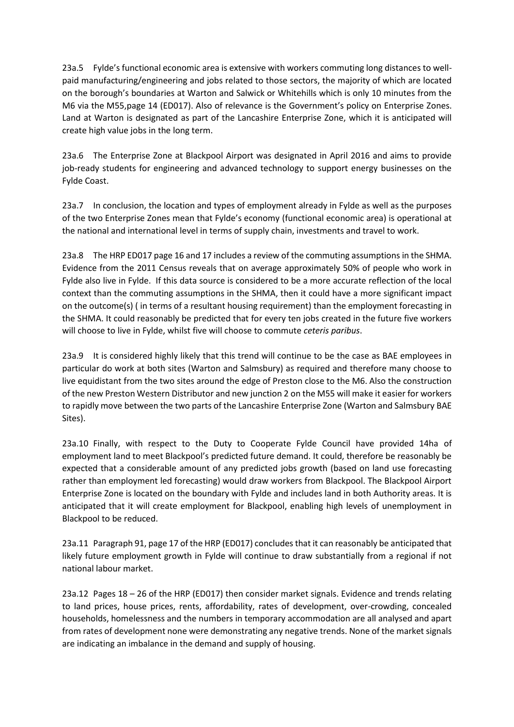23a.5 Fylde's functional economic area is extensive with workers commuting long distances to well-paid manufacturing/engineering and jobs related to those sectors, the majority of which are located on the borough's boundaries at Warton and Salwick or Whitehills which is only 10 minutes from the M6 via the M55,page 14 (ED017). Also of relevance is the Government's policy on Enterprise Zones. Land at Warton is designated as part of the Lancashire Enterprise Zone, which it is anticipated will create high value jobs in the long term.

23a.6 The Enterprise Zone at Blackpool Airport was designated in April 2016 and aims to provide job-ready students for engineering and advanced technology to support energy businesses on the Fylde Coast.

23a.7 In conclusion, the location and types of employment already in Fylde as well as the purposes of the two Enterprise Zones mean that Fylde's economy (functional economic area) is operational at the national and international level in terms of supply chain, investments and travel to work.

23a.8 The HRP ED017 page 16 and 17 includes a review of the commuting assumptions in the SHMA. Evidence from the 2011 Census reveals that on average approximately 50% of people who work in Fylde also live in Fylde. If this data source is considered to be a more accurate reflection of the local context than the commuting assumptions in the SHMA, then it could have a more significant impact on the outcome(s) ( in terms of a resultant housing requirement) than the employment forecasting in the SHMA. It could reasonably be predicted that for every ten jobs created in the future five workers will choose to live in Fylde, whilst five will choose to commute *ceteris paribus*.

23a.9 It is considered highly likely that this trend will continue to be the case as BAE employees in particular do work at both sites (Warton and Salmsbury) as required and therefore many choose to live equidistant from the two sites around the edge of Preston close to the M6. Also the construction of the new Preston Western Distributor and new junction 2 on the M55 will make it easier for workers to rapidly move between the two parts of the Lancashire Enterprise Zone (Warton and Salmsbury BAE Sites).

23a.10 Finally, with respect to the Duty to Cooperate Fylde Council have provided 14ha of employment land to meet Blackpool's predicted future demand. It could, therefore be reasonably be expected that a considerable amount of any predicted jobs growth (based on land use forecasting rather than employment led forecasting) would draw workers from Blackpool. The Blackpool Airport Enterprise Zone is located on the boundary with Fylde and includes land in both Authority areas. It is anticipated that it will create employment for Blackpool, enabling high levels of unemployment in Blackpool to be reduced.

23a.11 Paragraph 91, page 17 of the HRP (ED017) concludes that it can reasonably be anticipated that likely future employment growth in Fylde will continue to draw substantially from a regional if not national labour market.

23a.12 Pages 18 – 26 of the HRP (ED017) then consider market signals. Evidence and trends relating to land prices, house prices, rents, affordability, rates of development, over-crowding, concealed households, homelessness and the numbers in temporary accommodation are all analysed and apart from rates of development none were demonstrating any negative trends. None of the market signals are indicating an imbalance in the demand and supply of housing.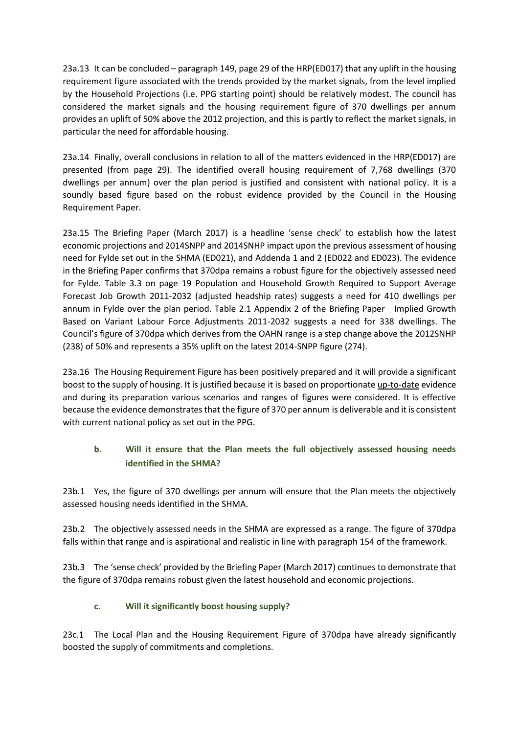23a.13 It can be concluded – paragraph 149, page 29 of the HRP(ED017) that any uplift in the housing requirement figure associated with the trends provided by the market signals, from the level implied by the Household Projections (i.e. PPG starting point) should be relatively modest. The council has considered the market signals and the housing requirement figure of 370 dwellings per annum provides an uplift of 50% above the 2012 projection, and this is partly to reflect the market signals, in particular the need for affordable housing.

23a.14 Finally, overall conclusions in relation to all of the matters evidenced in the HRP(ED017) are presented (from page 29). The identified overall housing requirement of 7,768 dwellings (370 dwellings per annum) over the plan period is justified and consistent with national policy. It is a soundly based figure based on the robust evidence provided by the Council in the Housing Requirement Paper.

23a.15 The Briefing Paper (March 2017) is a headline 'sense check' to establish how the latest economic projections and 2014SNPP and 2014SNHP impact upon the previous assessment of housing need for Fylde set out in the SHMA (ED021), and Addenda 1 and 2 (ED022 and ED023). The evidence in the Briefing Paper confirms that 370dpa remains a robust figure for the objectively assessed need for Fylde. Table 3.3 on page 19 Population and Household Growth Required to Support Average Forecast Job Growth 2011-2032 (adjusted headship rates) suggests a need for 410 dwellings per annum in Fylde over the plan period. Table 2.1 Appendix 2 of the Briefing Paper Implied Growth Based on Variant Labour Force Adjustments 2011-2032 suggests a need for 338 dwellings. The Council's figure of 370dpa which derives from the OAHN range is a step change above the 2012SNHP (238) of 50% and represents a 35% uplift on the latest 2014-SNPP figure (274).

23a.16 The Housing Requirement Figure has been positively prepared and it will provide a significant boost to the supply of housing. It is justified because it is based on proportionate up-to-date evidence and during its preparation various scenarios and ranges of figures were considered. It is effective because the evidence demonstrates that the figure of 370 per annum is deliverable and it is consistent with current national policy as set out in the PPG.

### b. Will it ensure that the Plan meets the full objectively assessed housing needs identified in the SHMA?

23b.1 Yes, the figure of 370 dwellings per annum will ensure that the Plan meets the objectively assessed housing needs identified in the SHMA.

23b.2 The objectively assessed needs in the SHMA are expressed as a range. The figure of 370dpa falls within that range and is aspirational and realistic in line with paragraph 154 of the framework.

23b.3 The 'sense check' provided by the Briefing Paper (March 2017) continues to demonstrate that the figure of 370dpa remains robust given the latest household and economic projections.

### c. Will it significantly boost housing supply?

23c.1 The Local Plan and the Housing Requirement Figure of 370dpa have already significantly boosted the supply of commitments and completions.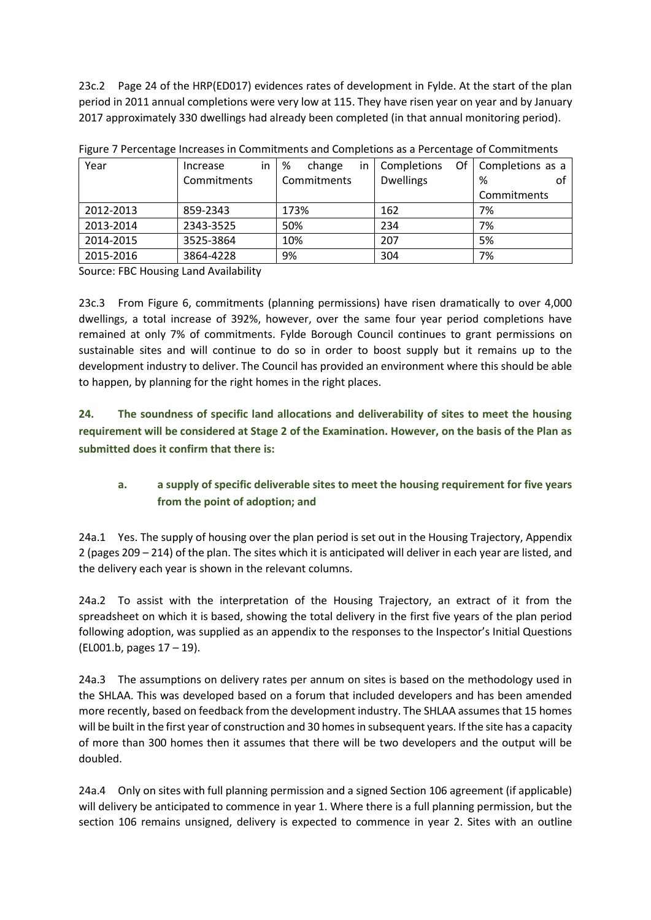23c.2 Page 24 of the HRP(ED017) evidences rates of development in Fylde. At the start of the plan period in 2011 annual completions were very low at 115. They have risen year on year and by January 2017 approximately 330 dwellings had already been completed (in that annual monitoring period).

Figure 7 Percentage Increases in Commitments and Completions as a Percentage of Commitments

| Year | Increase in Commitments | % change in Commitments | Completions Of Dwellings | Completions as a % of Commitments |
|---|---|---|---|---|
| 2012-2013 | 859-2343 | 173% | 162 | 7% |
| 2013-2014 | 2343-3525 | 50% | 234 | 7% |
| 2014-2015 | 3525-3864 | 10% | 207 | 5% |
| 2015-2016 | 3864-4228 | 9% | 304 | 7% |

Source: FBC Housing Land Availability

23c.3 From Figure 6, commitments (planning permissions) have risen dramatically to over 4,000 dwellings, a total increase of 392%, however, over the same four year period completions have remained at only 7% of commitments. Fylde Borough Council continues to grant permissions on sustainable sites and will continue to do so in order to boost supply but it remains up to the development industry to deliver. The Council has provided an environment where this should be able to happen, by planning for the right homes in the right places.

**24. The soundness of specific land allocations and deliverability of sites to meet the housing requirement will be considered at Stage 2 of the Examination. However, on the basis of the Plan as submitted does it confirm that there is:**

**a. a supply of specific deliverable sites to meet the housing requirement for five years from the point of adoption; and**

24a.1 Yes. The supply of housing over the plan period is set out in the Housing Trajectory, Appendix 2 (pages 209 – 214) of the plan. The sites which it is anticipated will deliver in each year are listed, and the delivery each year is shown in the relevant columns.

24a.2 To assist with the interpretation of the Housing Trajectory, an extract of it from the spreadsheet on which it is based, showing the total delivery in the first five years of the plan period following adoption, was supplied as an appendix to the responses to the Inspector's Initial Questions (EL001.b, pages 17 – 19).

24a.3 The assumptions on delivery rates per annum on sites is based on the methodology used in the SHLAA. This was developed based on a forum that included developers and has been amended more recently, based on feedback from the development industry. The SHLAA assumes that 15 homes will be built in the first year of construction and 30 homes in subsequent years. If the site has a capacity of more than 300 homes then it assumes that there will be two developers and the output will be doubled.

24a.4 Only on sites with full planning permission and a signed Section 106 agreement (if applicable) will delivery be anticipated to commence in year 1. Where there is a full planning permission, but the section 106 remains unsigned, delivery is expected to commence in year 2. Sites with an outline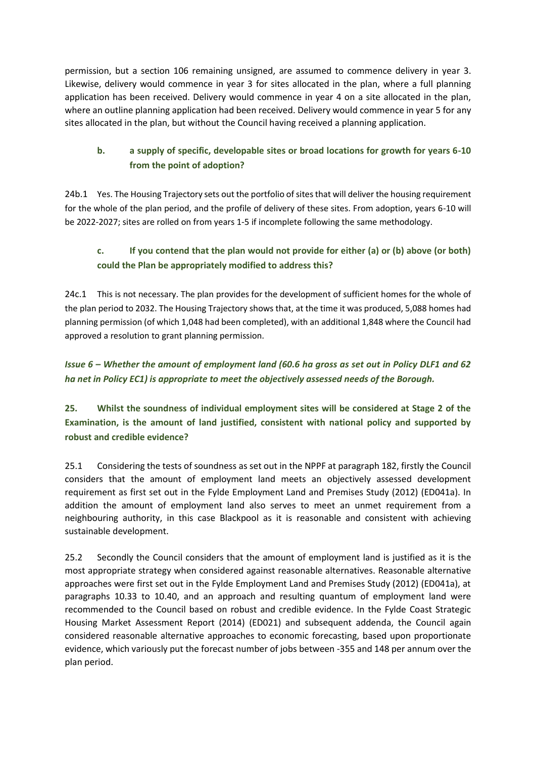permission, but a section 106 remaining unsigned, are assumed to commence delivery in year 3. Likewise, delivery would commence in year 3 for sites allocated in the plan, where a full planning application has been received. Delivery would commence in year 4 on a site allocated in the plan, where an outline planning application had been received. Delivery would commence in year 5 for any sites allocated in the plan, but without the Council having received a planning application.

### b. a supply of specific, developable sites or broad locations for growth for years 6-10 from the point of adoption?

24b.1 Yes. The Housing Trajectory sets out the portfolio of sites that will deliver the housing requirement for the whole of the plan period, and the profile of delivery of these sites. From adoption, years 6-10 will be 2022-2027; sites are rolled on from years 1-5 if incomplete following the same methodology.

### c. If you contend that the plan would not provide for either (a) or (b) above (or both) could the Plan be appropriately modified to address this?

24c.1 This is not necessary. The plan provides for the development of sufficient homes for the whole of the plan period to 2032. The Housing Trajectory shows that, at the time it was produced, 5,088 homes had planning permission (of which 1,048 had been completed), with an additional 1,848 where the Council had approved a resolution to grant planning permission.

## *Issue 6 – Whether the amount of employment land (60.6 ha gross as set out in Policy DLF1 and 62 ha net in Policy EC1) is appropriate to meet the objectively assessed needs of the Borough.*

### 25. Whilst the soundness of individual employment sites will be considered at Stage 2 of the Examination, is the amount of land justified, consistent with national policy and supported by robust and credible evidence?

25.1 Considering the tests of soundness as set out in the NPPF at paragraph 182, firstly the Council considers that the amount of employment land meets an objectively assessed development requirement as first set out in the Fylde Employment Land and Premises Study (2012) (ED041a). In addition the amount of employment land also serves to meet an unmet requirement from a neighbouring authority, in this case Blackpool as it is reasonable and consistent with achieving sustainable development.

25.2 Secondly the Council considers that the amount of employment land is justified as it is the most appropriate strategy when considered against reasonable alternatives. Reasonable alternative approaches were first set out in the Fylde Employment Land and Premises Study (2012) (ED041a), at paragraphs 10.33 to 10.40, and an approach and resulting quantum of employment land were recommended to the Council based on robust and credible evidence. In the Fylde Coast Strategic Housing Market Assessment Report (2014) (ED021) and subsequent addenda, the Council again considered reasonable alternative approaches to economic forecasting, based upon proportionate evidence, which variously put the forecast number of jobs between -355 and 148 per annum over the plan period.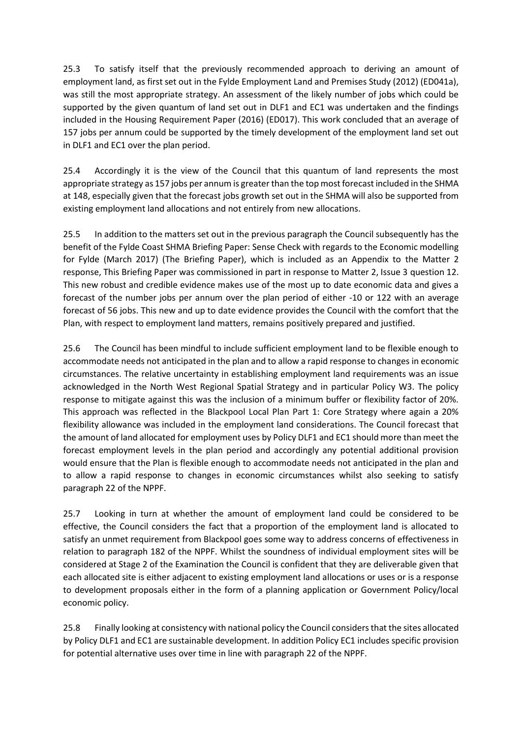25.3 To satisfy itself that the previously recommended approach to deriving an amount of employment land, as first set out in the Fylde Employment Land and Premises Study (2012) (ED041a), was still the most appropriate strategy. An assessment of the likely number of jobs which could be supported by the given quantum of land set out in DLF1 and EC1 was undertaken and the findings included in the Housing Requirement Paper (2016) (ED017). This work concluded that an average of 157 jobs per annum could be supported by the timely development of the employment land set out in DLF1 and EC1 over the plan period.

25.4 Accordingly it is the view of the Council that this quantum of land represents the most appropriate strategy as 157 jobs per annum is greater than the top most forecast included in the SHMA at 148, especially given that the forecast jobs growth set out in the SHMA will also be supported from existing employment land allocations and not entirely from new allocations.

25.5 In addition to the matters set out in the previous paragraph the Council subsequently has the benefit of the Fylde Coast SHMA Briefing Paper: Sense Check with regards to the Economic modelling for Fylde (March 2017) (The Briefing Paper), which is included as an Appendix to the Matter 2 response, This Briefing Paper was commissioned in part in response to Matter 2, Issue 3 question 12. This new robust and credible evidence makes use of the most up to date economic data and gives a forecast of the number jobs per annum over the plan period of either -10 or 122 with an average forecast of 56 jobs. This new and up to date evidence provides the Council with the comfort that the Plan, with respect to employment land matters, remains positively prepared and justified.

25.6 The Council has been mindful to include sufficient employment land to be flexible enough to accommodate needs not anticipated in the plan and to allow a rapid response to changes in economic circumstances. The relative uncertainty in establishing employment land requirements was an issue acknowledged in the North West Regional Spatial Strategy and in particular Policy W3. The policy response to mitigate against this was the inclusion of a minimum buffer or flexibility factor of 20%. This approach was reflected in the Blackpool Local Plan Part 1: Core Strategy where again a 20% flexibility allowance was included in the employment land considerations. The Council forecast that the amount of land allocated for employment uses by Policy DLF1 and EC1 should more than meet the forecast employment levels in the plan period and accordingly any potential additional provision would ensure that the Plan is flexible enough to accommodate needs not anticipated in the plan and to allow a rapid response to changes in economic circumstances whilst also seeking to satisfy paragraph 22 of the NPPF.

25.7 Looking in turn at whether the amount of employment land could be considered to be effective, the Council considers the fact that a proportion of the employment land is allocated to satisfy an unmet requirement from Blackpool goes some way to address concerns of effectiveness in relation to paragraph 182 of the NPPF. Whilst the soundness of individual employment sites will be considered at Stage 2 of the Examination the Council is confident that they are deliverable given that each allocated site is either adjacent to existing employment land allocations or uses or is a response to development proposals either in the form of a planning application or Government Policy/local economic policy.

25.8 Finally looking at consistency with national policy the Council considers that the sites allocated by Policy DLF1 and EC1 are sustainable development. In addition Policy EC1 includes specific provision for potential alternative uses over time in line with paragraph 22 of the NPPF.